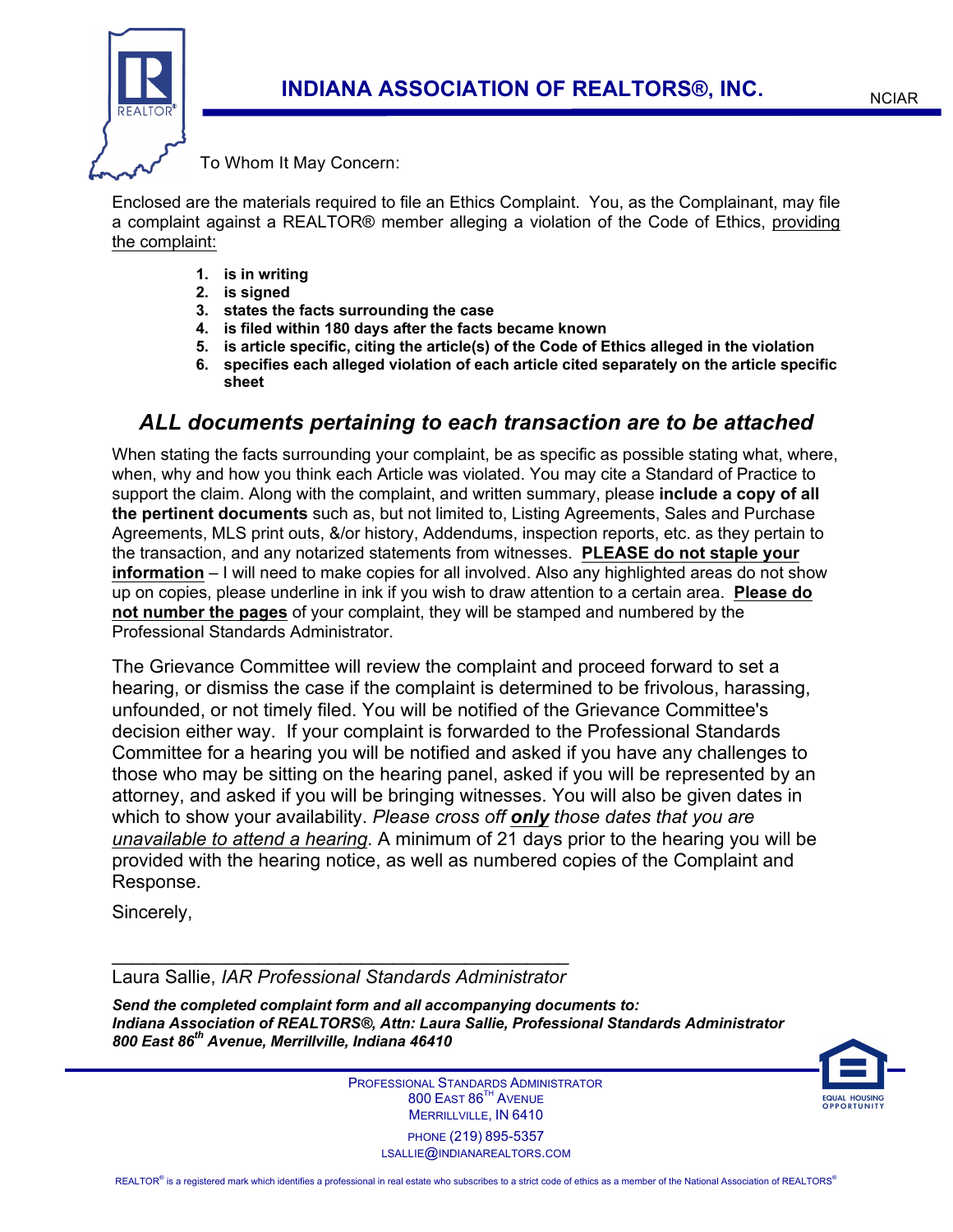# INDIANA ASSOCIATION OF REALTORS®, INC.

NCIAR

To Whom It May Concern:

Enclosed are the materials required to file an Ethics Complaint. You, as the Complainant, may file a complaint against a REALTOR® member alleging a violation of the Code of Ethics, providing the complaint:

1. **is in writing**
2. **is signed**
3. **states the facts surrounding the case**
4. **is filed within 180 days after the facts became known**
5. **is article specific, citing the article(s) of the Code of Ethics alleged in the violation**
6. **specifies each alleged violation of each article cited separately on the article specific sheet**

## *ALL documents pertaining to each transaction are to be attached*

When stating the facts surrounding your complaint, be as specific as possible stating what, where, when, why and how you think each Article was violated. You may cite a Standard of Practice to support the claim. Along with the complaint, and written summary, please **include a copy of all the pertinent documents** such as, but not limited to, Listing Agreements, Sales and Purchase Agreements, MLS print outs, &/or history, Addendums, inspection reports, etc. as they pertain to the transaction, and any notarized statements from witnesses. **PLEASE do not staple your information** – I will need to make copies for all involved. Also any highlighted areas do not show up on copies, please underline in ink if you wish to draw attention to a certain area. **Please do not number the pages** of your complaint, they will be stamped and numbered by the Professional Standards Administrator.

The Grievance Committee will review the complaint and proceed forward to set a hearing, or dismiss the case if the complaint is determined to be frivolous, harassing, unfounded, or not timely filed. You will be notified of the Grievance Committee's decision either way. If your complaint is forwarded to the Professional Standards Committee for a hearing you will be notified and asked if you have any challenges to those who may be sitting on the hearing panel, asked if you will be represented by an attorney, and asked if you will be bringing witnesses. You will also be given dates in which to show your availability. *Please cross off **only** those dates that you are unavailable to attend a hearing*. A minimum of 21 days prior to the hearing you will be provided with the hearing notice, as well as numbered copies of the Complaint and Response.

Sincerely,

\_\_\_\_\_\_\_\_\_\_\_\_\_\_\_\_\_\_\_\_\_\_\_\_\_\_\_\_\_\_\_\_\_\_\_\_\_\_\_\_\_\_

Laura Sallie, *IAR Professional Standards Administrator*

***Send the completed complaint form and all accompanying documents to:***
***Indiana Association of REALTORS®, Attn: Laura Sallie, Professional Standards Administrator***
***800 East 86th Avenue, Merrillville, Indiana 46410***

PROFESSIONAL STANDARDS ADMINISTRATOR
800 EAST 86TH AVENUE
MERRILLVILLE, IN 6410
PHONE (219) 895-5357
LSALLIE@INDIANAREALTORS.COM

EQUAL HOUSING OPPORTUNITY

REALTOR® is a registered mark which identifies a professional in real estate who subscribes to a strict code of ethics as a member of the National Association of REALTORS®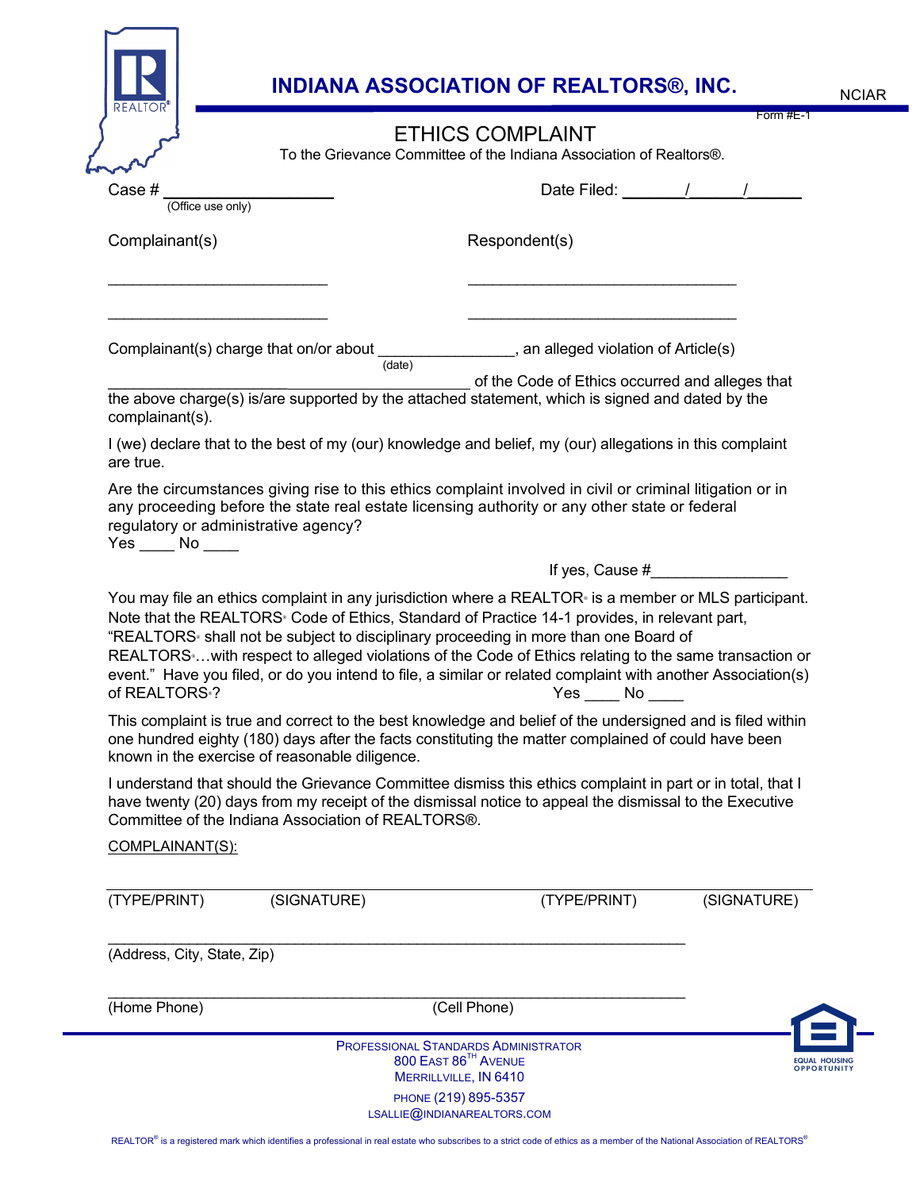# INDIANA ASSOCIATION OF REALTORS®, INC.

NCIAR

Form #E-1

## ETHICS COMPLAINT

To the Grievance Committee of the Indiana Association of Realtors®.

Case # ____________________ (Office use only)

Date Filed: _______/______/______

Complainant(s)

Respondent(s)

__________________________ __________________________

__________________________ __________________________

Complainant(s) charge that on/or about _______________ (date), an alleged violation of Article(s) ________________________________________ of the Code of Ethics occurred and alleges that the above charge(s) is/are supported by the attached statement, which is signed and dated by the complainant(s).

I (we) declare that to the best of my (our) knowledge and belief, my (our) allegations in this complaint are true.

Are the circumstances giving rise to this ethics complaint involved in civil or criminal litigation or in any proceeding before the state real estate licensing authority or any other state or federal regulatory or administrative agency?
Yes ____ No ____

If yes, Cause #________________

You may file an ethics complaint in any jurisdiction where a REALTOR® is a member or MLS participant. Note that the REALTORS® Code of Ethics, Standard of Practice 14-1 provides, in relevant part, "REALTORS® shall not be subject to disciplinary proceeding in more than one Board of REALTORS®…with respect to alleged violations of the Code of Ethics relating to the same transaction or event." Have you filed, or do you intend to file, a similar or related complaint with another Association(s) of REALTORS®? Yes ____ No ____

This complaint is true and correct to the best knowledge and belief of the undersigned and is filed within one hundred eighty (180) days after the facts constituting the matter complained of could have been known in the exercise of reasonable diligence.

I understand that should the Grievance Committee dismiss this ethics complaint in part or in total, that I have twenty (20) days from my receipt of the dismissal notice to appeal the dismissal to the Executive Committee of the Indiana Association of REALTORS®.

COMPLAINANT(S):

_______________________________________________________________________

(TYPE/PRINT) (SIGNATURE) (TYPE/PRINT) (SIGNATURE)

_______________________________________________________________________

(Address, City, State, Zip)

_______________________________________________________________________

(Home Phone) (Cell Phone)

PROFESSIONAL STANDARDS ADMINISTRATOR
800 EAST 86TH AVENUE
MERRILLVILLE, IN 6410
PHONE (219) 895-5357
LSALLIE@INDIANAREALTORS.COM

EQUAL HOUSING OPPORTUNITY

REALTOR® is a registered mark which identifies a professional in real estate who subscribes to a strict code of ethics as a member of the National Association of REALTORS®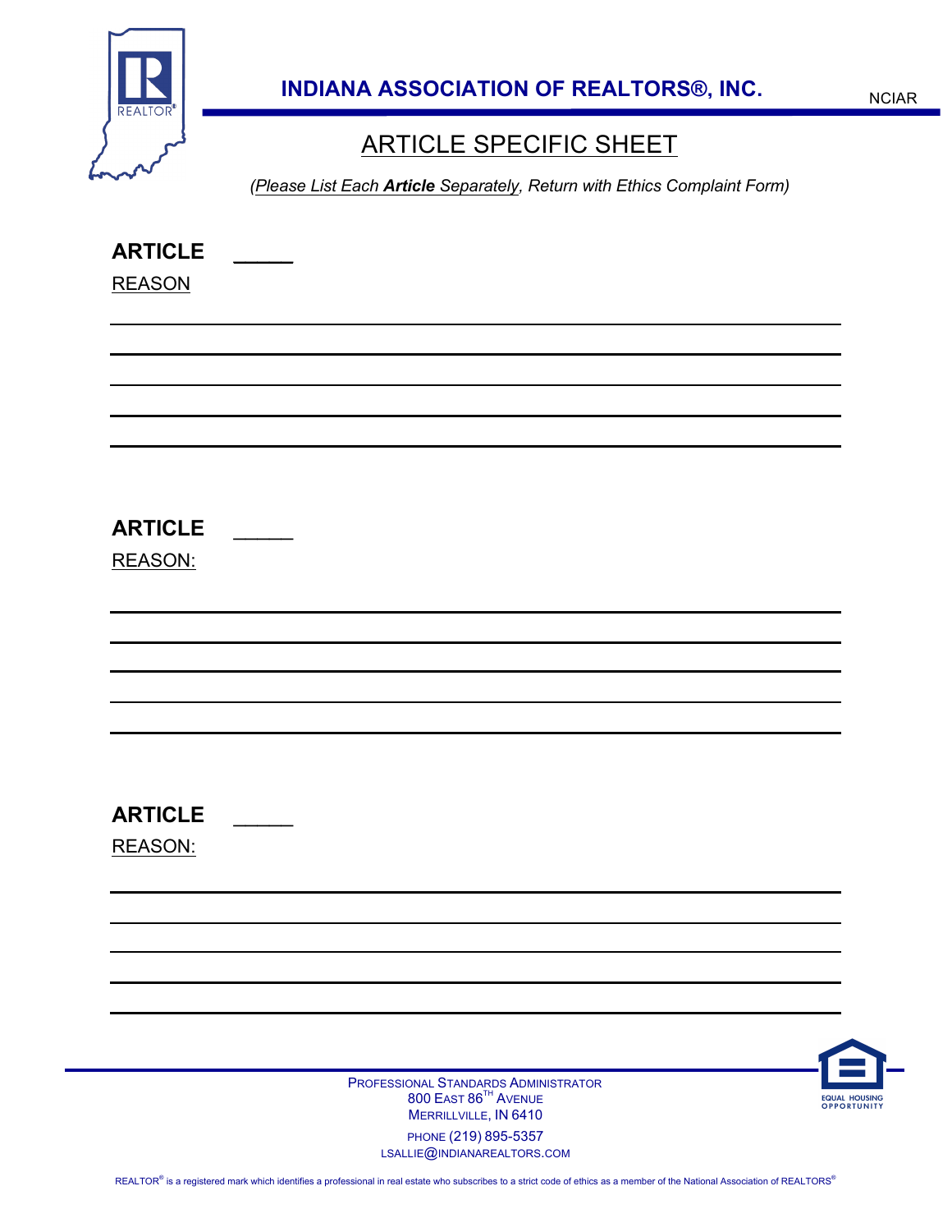# INDIANA ASSOCIATION OF REALTORS®, INC.

NCIAR

## ARTICLE SPECIFIC SHEET

*(Please List Each **Article** Separately, Return with Ethics Complaint Form)*

**ARTICLE** _____

REASON

______________________________________________________________________

______________________________________________________________________

______________________________________________________________________

______________________________________________________________________

______________________________________________________________________

**ARTICLE** _____

REASON:

______________________________________________________________________

______________________________________________________________________

______________________________________________________________________

______________________________________________________________________

______________________________________________________________________

**ARTICLE** _____

REASON:

______________________________________________________________________

______________________________________________________________________

______________________________________________________________________

______________________________________________________________________

______________________________________________________________________

PROFESSIONAL STANDARDS ADMINISTRATOR
800 EAST 86TH AVENUE
MERRILLVILLE, IN 6410
PHONE (219) 895-5357
LSALLIE@INDIANAREALTORS.COM

EQUAL HOUSING OPPORTUNITY

REALTOR® is a registered mark which identifies a professional in real estate who subscribes to a strict code of ethics as a member of the National Association of REALTORS®